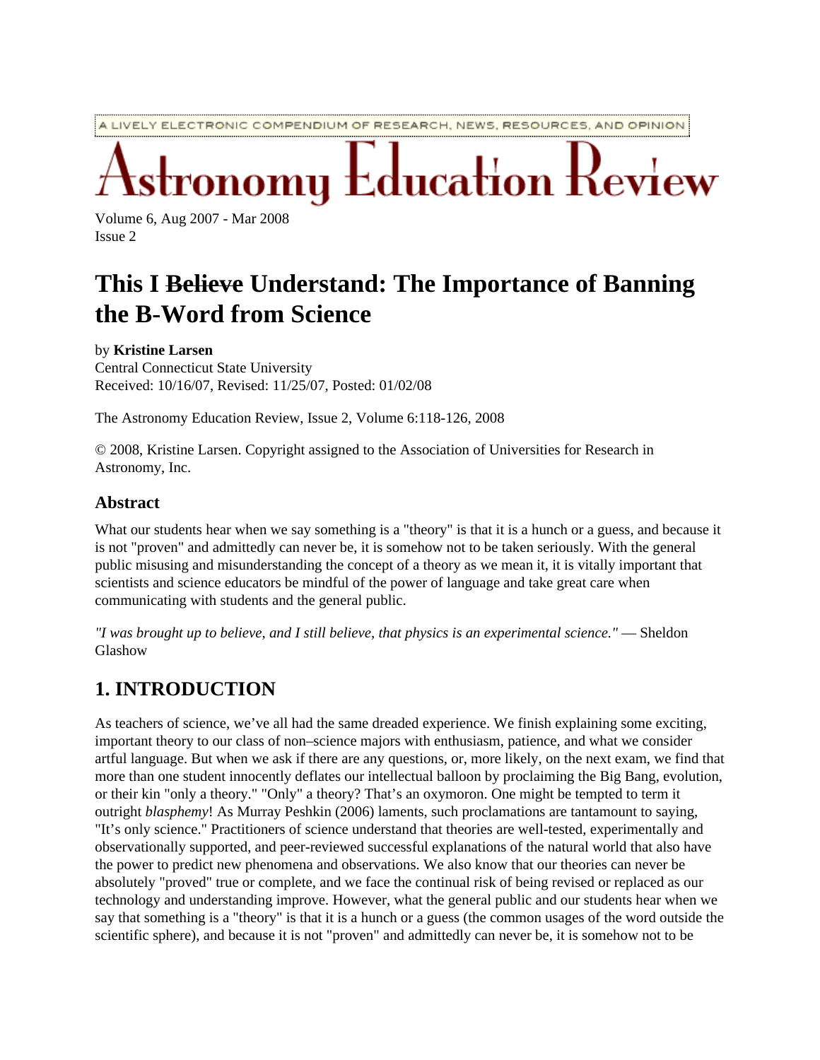A LIVELY ELECTRONIC COMPENDIUM OF RESEARCH, NEWS, RESOURCES, AND OPINION

# Astronomy Education Review

Volume 6, Aug 2007 - Mar 2008
Issue 2

# This I ~~Believe~~ Understand: The Importance of Banning the B-Word from Science

by **Kristine Larsen**
Central Connecticut State University
Received: 10/16/07, Revised: 11/25/07, Posted: 01/02/08

The Astronomy Education Review, Issue 2, Volume 6:118-126, 2008

© 2008, Kristine Larsen. Copyright assigned to the Association of Universities for Research in Astronomy, Inc.

## Abstract

What our students hear when we say something is a "theory" is that it is a hunch or a guess, and because it is not "proven" and admittedly can never be, it is somehow not to be taken seriously. With the general public misusing and misunderstanding the concept of a theory as we mean it, it is vitally important that scientists and science educators be mindful of the power of language and take great care when communicating with students and the general public.

*"I was brought up to believe, and I still believe, that physics is an experimental science."* — Sheldon Glashow

## 1. INTRODUCTION

As teachers of science, we've all had the same dreaded experience. We finish explaining some exciting, important theory to our class of non–science majors with enthusiasm, patience, and what we consider artful language. But when we ask if there are any questions, or, more likely, on the next exam, we find that more than one student innocently deflates our intellectual balloon by proclaiming the Big Bang, evolution, or their kin "only a theory." "Only" a theory? That's an oxymoron. One might be tempted to term it outright *blasphemy*! As Murray Peshkin (2006) laments, such proclamations are tantamount to saying, "It's only science." Practitioners of science understand that theories are well-tested, experimentally and observationally supported, and peer-reviewed successful explanations of the natural world that also have the power to predict new phenomena and observations. We also know that our theories can never be absolutely "proved" true or complete, and we face the continual risk of being revised or replaced as our technology and understanding improve. However, what the general public and our students hear when we say that something is a "theory" is that it is a hunch or a guess (the common usages of the word outside the scientific sphere), and because it is not "proven" and admittedly can never be, it is somehow not to be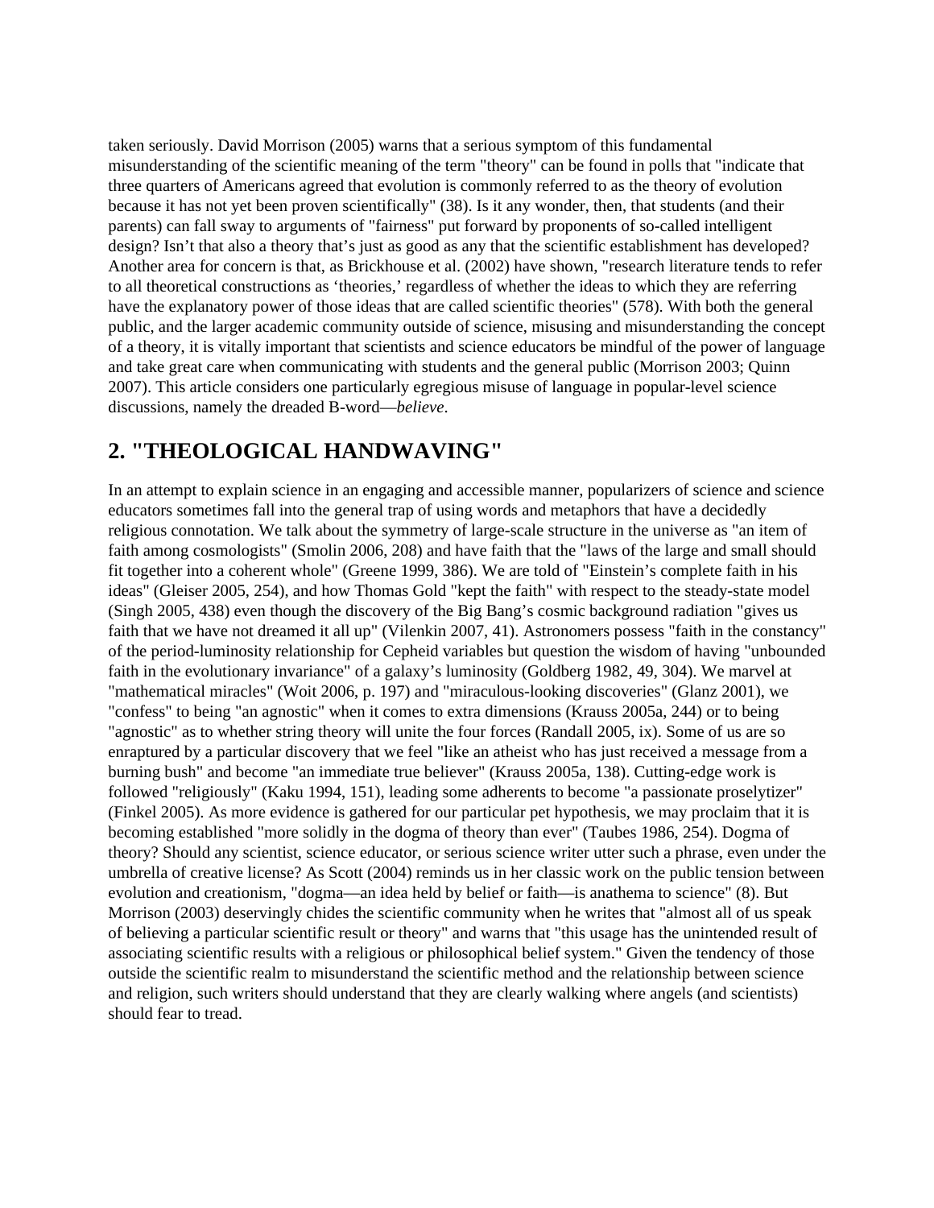taken seriously. David Morrison (2005) warns that a serious symptom of this fundamental misunderstanding of the scientific meaning of the term "theory" can be found in polls that "indicate that three quarters of Americans agreed that evolution is commonly referred to as the theory of evolution because it has not yet been proven scientifically" (38). Is it any wonder, then, that students (and their parents) can fall sway to arguments of "fairness" put forward by proponents of so-called intelligent design? Isn't that also a theory that's just as good as any that the scientific establishment has developed? Another area for concern is that, as Brickhouse et al. (2002) have shown, "research literature tends to refer to all theoretical constructions as 'theories,' regardless of whether the ideas to which they are referring have the explanatory power of those ideas that are called scientific theories" (578). With both the general public, and the larger academic community outside of science, misusing and misunderstanding the concept of a theory, it is vitally important that scientists and science educators be mindful of the power of language and take great care when communicating with students and the general public (Morrison 2003; Quinn 2007). This article considers one particularly egregious misuse of language in popular-level science discussions, namely the dreaded B-word—*believe*.

## 2. "THEOLOGICAL HANDWAVING"

In an attempt to explain science in an engaging and accessible manner, popularizers of science and science educators sometimes fall into the general trap of using words and metaphors that have a decidedly religious connotation. We talk about the symmetry of large-scale structure in the universe as "an item of faith among cosmologists" (Smolin 2006, 208) and have faith that the "laws of the large and small should fit together into a coherent whole" (Greene 1999, 386). We are told of "Einstein's complete faith in his ideas" (Gleiser 2005, 254), and how Thomas Gold "kept the faith" with respect to the steady-state model (Singh 2005, 438) even though the discovery of the Big Bang's cosmic background radiation "gives us faith that we have not dreamed it all up" (Vilenkin 2007, 41). Astronomers possess "faith in the constancy" of the period-luminosity relationship for Cepheid variables but question the wisdom of having "unbounded faith in the evolutionary invariance" of a galaxy's luminosity (Goldberg 1982, 49, 304). We marvel at "mathematical miracles" (Woit 2006, p. 197) and "miraculous-looking discoveries" (Glanz 2001), we "confess" to being "an agnostic" when it comes to extra dimensions (Krauss 2005a, 244) or to being "agnostic" as to whether string theory will unite the four forces (Randall 2005, ix). Some of us are so enraptured by a particular discovery that we feel "like an atheist who has just received a message from a burning bush" and become "an immediate true believer" (Krauss 2005a, 138). Cutting-edge work is followed "religiously" (Kaku 1994, 151), leading some adherents to become "a passionate proselytizer" (Finkel 2005). As more evidence is gathered for our particular pet hypothesis, we may proclaim that it is becoming established "more solidly in the dogma of theory than ever" (Taubes 1986, 254). Dogma of theory? Should any scientist, science educator, or serious science writer utter such a phrase, even under the umbrella of creative license? As Scott (2004) reminds us in her classic work on the public tension between evolution and creationism, "dogma—an idea held by belief or faith—is anathema to science" (8). But Morrison (2003) deservingly chides the scientific community when he writes that "almost all of us speak of believing a particular scientific result or theory" and warns that "this usage has the unintended result of associating scientific results with a religious or philosophical belief system." Given the tendency of those outside the scientific realm to misunderstand the scientific method and the relationship between science and religion, such writers should understand that they are clearly walking where angels (and scientists) should fear to tread.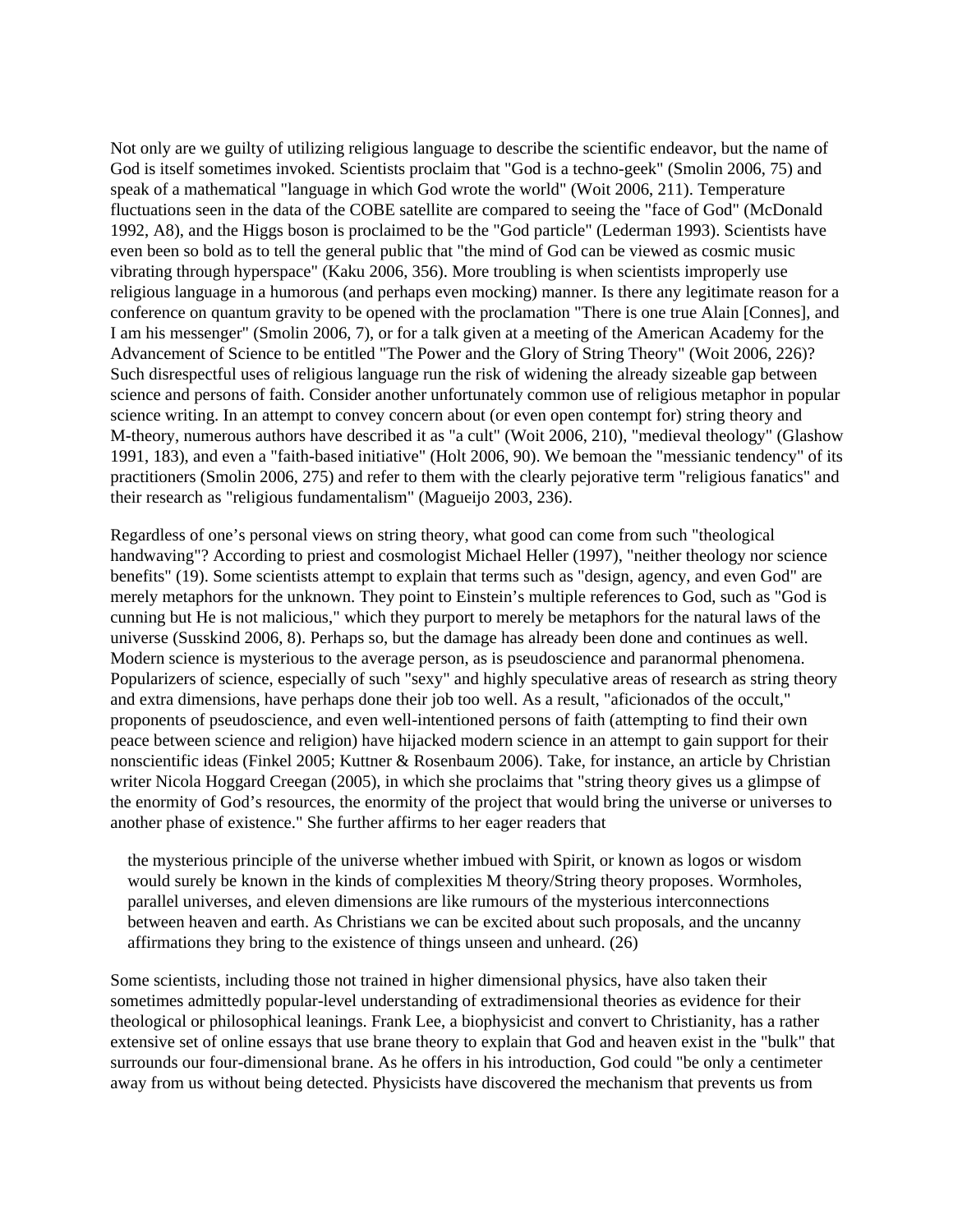Not only are we guilty of utilizing religious language to describe the scientific endeavor, but the name of God is itself sometimes invoked. Scientists proclaim that "God is a techno-geek" (Smolin 2006, 75) and speak of a mathematical "language in which God wrote the world" (Woit 2006, 211). Temperature fluctuations seen in the data of the COBE satellite are compared to seeing the "face of God" (McDonald 1992, A8), and the Higgs boson is proclaimed to be the "God particle" (Lederman 1993). Scientists have even been so bold as to tell the general public that "the mind of God can be viewed as cosmic music vibrating through hyperspace" (Kaku 2006, 356). More troubling is when scientists improperly use religious language in a humorous (and perhaps even mocking) manner. Is there any legitimate reason for a conference on quantum gravity to be opened with the proclamation "There is one true Alain [Connes], and I am his messenger" (Smolin 2006, 7), or for a talk given at a meeting of the American Academy for the Advancement of Science to be entitled "The Power and the Glory of String Theory" (Woit 2006, 226)? Such disrespectful uses of religious language run the risk of widening the already sizeable gap between science and persons of faith. Consider another unfortunately common use of religious metaphor in popular science writing. In an attempt to convey concern about (or even open contempt for) string theory and M-theory, numerous authors have described it as "a cult" (Woit 2006, 210), "medieval theology" (Glashow 1991, 183), and even a "faith-based initiative" (Holt 2006, 90). We bemoan the "messianic tendency" of its practitioners (Smolin 2006, 275) and refer to them with the clearly pejorative term "religious fanatics" and their research as "religious fundamentalism" (Magueijo 2003, 236).

Regardless of one's personal views on string theory, what good can come from such "theological handwaving"? According to priest and cosmologist Michael Heller (1997), "neither theology nor science benefits" (19). Some scientists attempt to explain that terms such as "design, agency, and even God" are merely metaphors for the unknown. They point to Einstein's multiple references to God, such as "God is cunning but He is not malicious," which they purport to merely be metaphors for the natural laws of the universe (Susskind 2006, 8). Perhaps so, but the damage has already been done and continues as well. Modern science is mysterious to the average person, as is pseudoscience and paranormal phenomena. Popularizers of science, especially of such "sexy" and highly speculative areas of research as string theory and extra dimensions, have perhaps done their job too well. As a result, "aficionados of the occult," proponents of pseudoscience, and even well-intentioned persons of faith (attempting to find their own peace between science and religion) have hijacked modern science in an attempt to gain support for their nonscientific ideas (Finkel 2005; Kuttner & Rosenbaum 2006). Take, for instance, an article by Christian writer Nicola Hoggard Creegan (2005), in which she proclaims that "string theory gives us a glimpse of the enormity of God's resources, the enormity of the project that would bring the universe or universes to another phase of existence." She further affirms to her eager readers that

> the mysterious principle of the universe whether imbued with Spirit, or known as logos or wisdom would surely be known in the kinds of complexities M theory/String theory proposes. Wormholes, parallel universes, and eleven dimensions are like rumours of the mysterious interconnections between heaven and earth. As Christians we can be excited about such proposals, and the uncanny affirmations they bring to the existence of things unseen and unheard. (26)

Some scientists, including those not trained in higher dimensional physics, have also taken their sometimes admittedly popular-level understanding of extradimensional theories as evidence for their theological or philosophical leanings. Frank Lee, a biophysicist and convert to Christianity, has a rather extensive set of online essays that use brane theory to explain that God and heaven exist in the "bulk" that surrounds our four-dimensional brane. As he offers in his introduction, God could "be only a centimeter away from us without being detected. Physicists have discovered the mechanism that prevents us from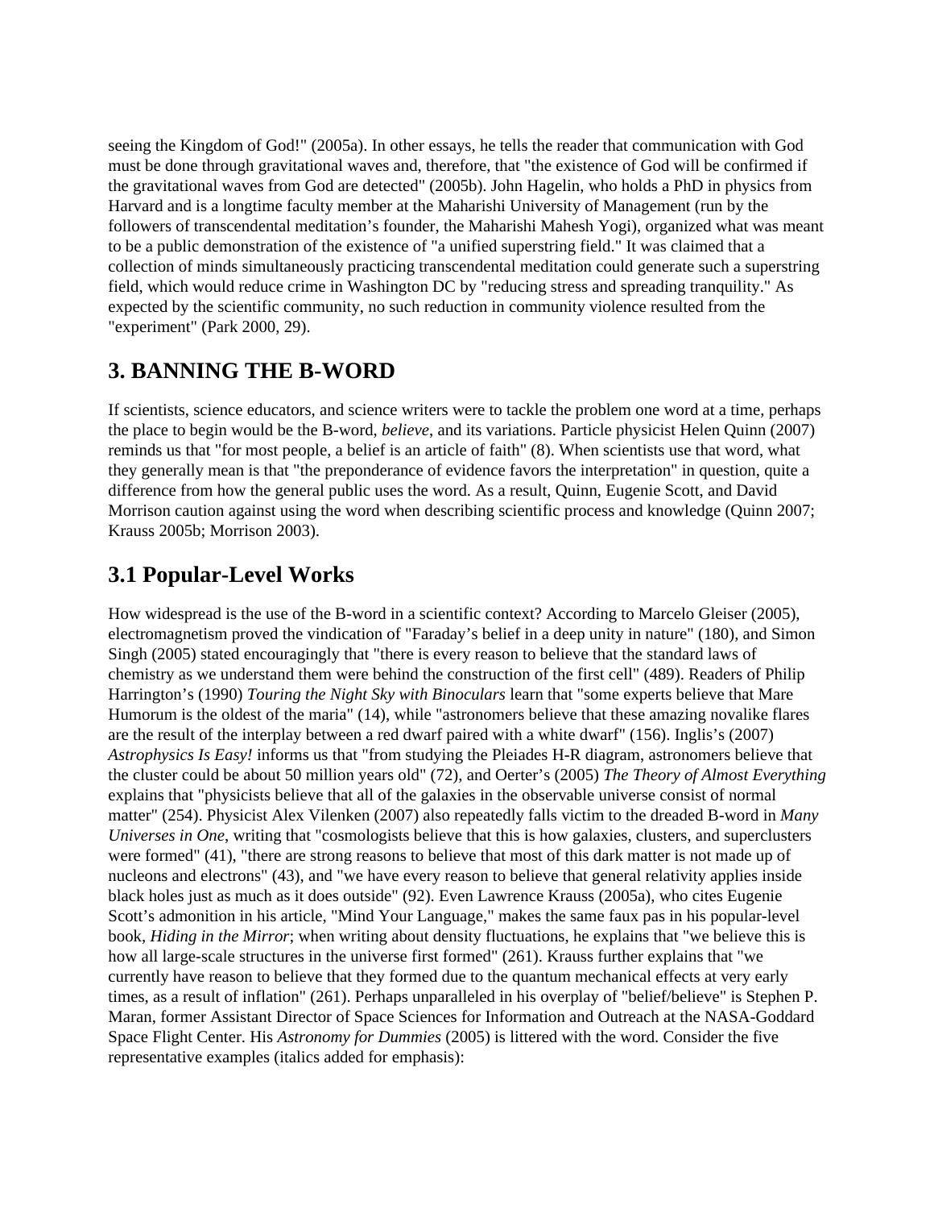seeing the Kingdom of God!" (2005a). In other essays, he tells the reader that communication with God must be done through gravitational waves and, therefore, that "the existence of God will be confirmed if the gravitational waves from God are detected" (2005b). John Hagelin, who holds a PhD in physics from Harvard and is a longtime faculty member at the Maharishi University of Management (run by the followers of transcendental meditation's founder, the Maharishi Mahesh Yogi), organized what was meant to be a public demonstration of the existence of "a unified superstring field." It was claimed that a collection of minds simultaneously practicing transcendental meditation could generate such a superstring field, which would reduce crime in Washington DC by "reducing stress and spreading tranquility." As expected by the scientific community, no such reduction in community violence resulted from the "experiment" (Park 2000, 29).

## 3. BANNING THE B-WORD

If scientists, science educators, and science writers were to tackle the problem one word at a time, perhaps the place to begin would be the B-word, *believe*, and its variations. Particle physicist Helen Quinn (2007) reminds us that "for most people, a belief is an article of faith" (8). When scientists use that word, what they generally mean is that "the preponderance of evidence favors the interpretation" in question, quite a difference from how the general public uses the word. As a result, Quinn, Eugenie Scott, and David Morrison caution against using the word when describing scientific process and knowledge (Quinn 2007; Krauss 2005b; Morrison 2003).

## 3.1 Popular-Level Works

How widespread is the use of the B-word in a scientific context? According to Marcelo Gleiser (2005), electromagnetism proved the vindication of "Faraday's belief in a deep unity in nature" (180), and Simon Singh (2005) stated encouragingly that "there is every reason to believe that the standard laws of chemistry as we understand them were behind the construction of the first cell" (489). Readers of Philip Harrington's (1990) *Touring the Night Sky with Binoculars* learn that "some experts believe that Mare Humorum is the oldest of the maria" (14), while "astronomers believe that these amazing novalike flares are the result of the interplay between a red dwarf paired with a white dwarf" (156). Inglis's (2007) *Astrophysics Is Easy!* informs us that "from studying the Pleiades H-R diagram, astronomers believe that the cluster could be about 50 million years old" (72), and Oerter's (2005) *The Theory of Almost Everything* explains that "physicists believe that all of the galaxies in the observable universe consist of normal matter" (254). Physicist Alex Vilenken (2007) also repeatedly falls victim to the dreaded B-word in *Many Universes in One*, writing that "cosmologists believe that this is how galaxies, clusters, and superclusters were formed" (41), "there are strong reasons to believe that most of this dark matter is not made up of nucleons and electrons" (43), and "we have every reason to believe that general relativity applies inside black holes just as much as it does outside" (92). Even Lawrence Krauss (2005a), who cites Eugenie Scott's admonition in his article, "Mind Your Language," makes the same faux pas in his popular-level book, *Hiding in the Mirror*; when writing about density fluctuations, he explains that "we believe this is how all large-scale structures in the universe first formed" (261). Krauss further explains that "we currently have reason to believe that they formed due to the quantum mechanical effects at very early times, as a result of inflation" (261). Perhaps unparalleled in his overplay of "belief/believe" is Stephen P. Maran, former Assistant Director of Space Sciences for Information and Outreach at the NASA-Goddard Space Flight Center. His *Astronomy for Dummies* (2005) is littered with the word. Consider the five representative examples (italics added for emphasis):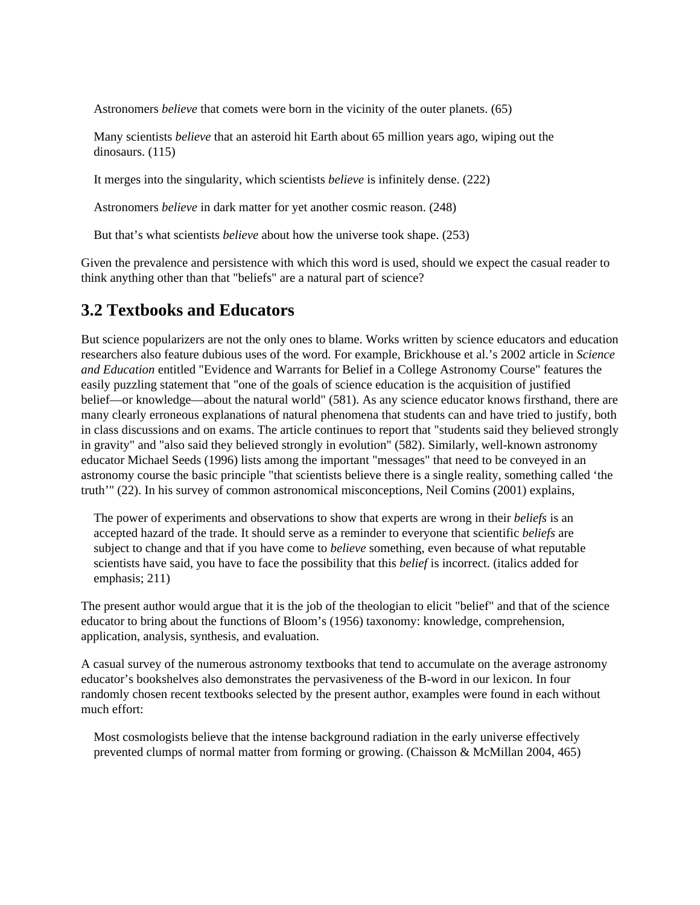> Astronomers *believe* that comets were born in the vicinity of the outer planets. (65)

> Many scientists *believe* that an asteroid hit Earth about 65 million years ago, wiping out the dinosaurs. (115)

> It merges into the singularity, which scientists *believe* is infinitely dense. (222)

> Astronomers *believe* in dark matter for yet another cosmic reason. (248)

> But that's what scientists *believe* about how the universe took shape. (253)

Given the prevalence and persistence with which this word is used, should we expect the casual reader to think anything other than that "beliefs" are a natural part of science?

## 3.2 Textbooks and Educators

But science popularizers are not the only ones to blame. Works written by science educators and education researchers also feature dubious uses of the word. For example, Brickhouse et al.'s 2002 article in *Science and Education* entitled "Evidence and Warrants for Belief in a College Astronomy Course" features the easily puzzling statement that "one of the goals of science education is the acquisition of justified belief—or knowledge—about the natural world" (581). As any science educator knows firsthand, there are many clearly erroneous explanations of natural phenomena that students can and have tried to justify, both in class discussions and on exams. The article continues to report that "students said they believed strongly in gravity" and "also said they believed strongly in evolution" (582). Similarly, well-known astronomy educator Michael Seeds (1996) lists among the important "messages" that need to be conveyed in an astronomy course the basic principle "that scientists believe there is a single reality, something called 'the truth'" (22). In his survey of common astronomical misconceptions, Neil Comins (2001) explains,

> The power of experiments and observations to show that experts are wrong in their *beliefs* is an accepted hazard of the trade. It should serve as a reminder to everyone that scientific *beliefs* are subject to change and that if you have come to *believe* something, even because of what reputable scientists have said, you have to face the possibility that this *belief* is incorrect. (italics added for emphasis; 211)

The present author would argue that it is the job of the theologian to elicit "belief" and that of the science educator to bring about the functions of Bloom's (1956) taxonomy: knowledge, comprehension, application, analysis, synthesis, and evaluation.

A casual survey of the numerous astronomy textbooks that tend to accumulate on the average astronomy educator's bookshelves also demonstrates the pervasiveness of the B-word in our lexicon. In four randomly chosen recent textbooks selected by the present author, examples were found in each without much effort:

> Most cosmologists believe that the intense background radiation in the early universe effectively prevented clumps of normal matter from forming or growing. (Chaisson & McMillan 2004, 465)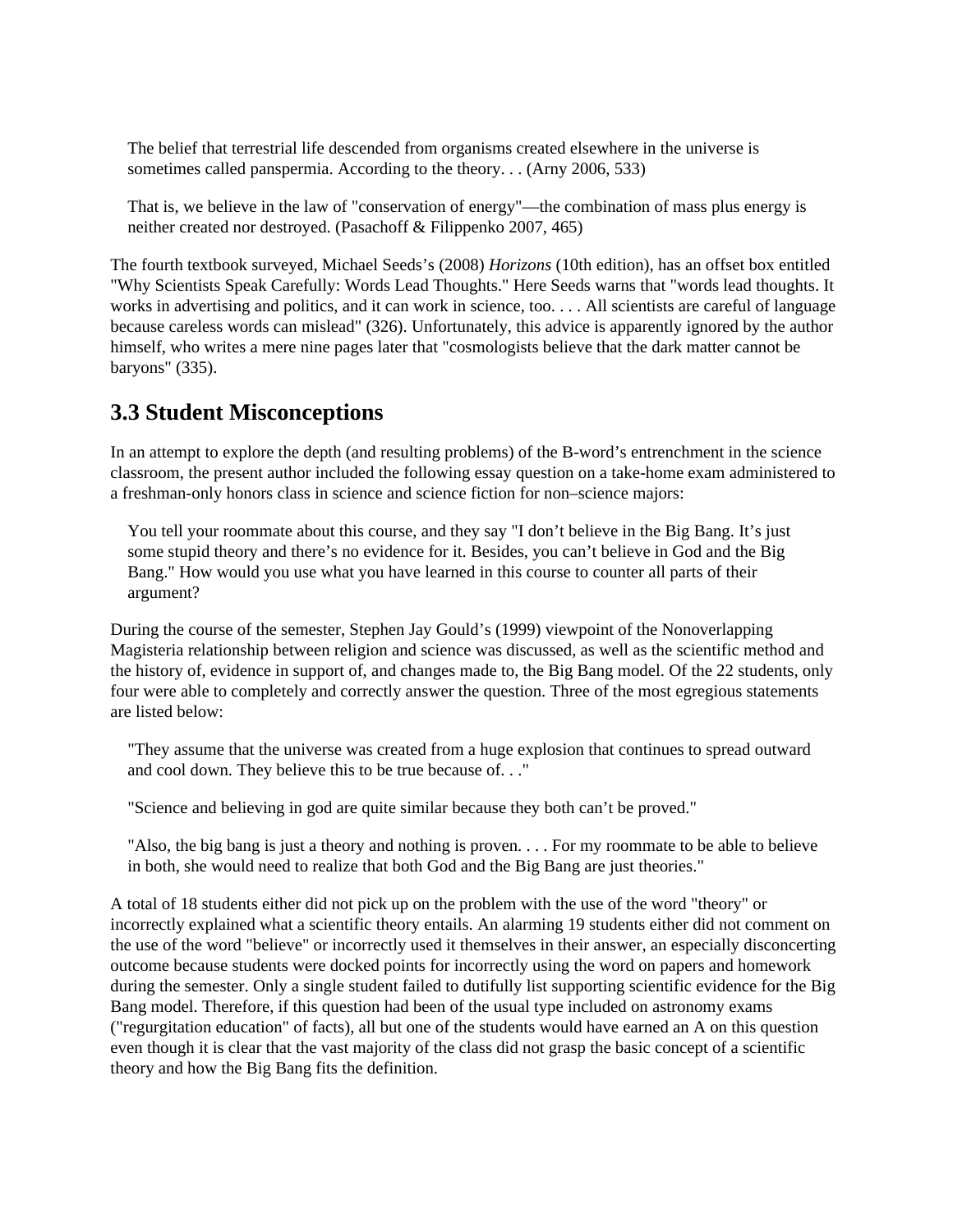> The belief that terrestrial life descended from organisms created elsewhere in the universe is sometimes called panspermia. According to the theory. . . (Arny 2006, 533)

> That is, we believe in the law of "conservation of energy"—the combination of mass plus energy is neither created nor destroyed. (Pasachoff & Filippenko 2007, 465)

The fourth textbook surveyed, Michael Seeds's (2008) *Horizons* (10th edition), has an offset box entitled "Why Scientists Speak Carefully: Words Lead Thoughts." Here Seeds warns that "words lead thoughts. It works in advertising and politics, and it can work in science, too. . . . All scientists are careful of language because careless words can mislead" (326). Unfortunately, this advice is apparently ignored by the author himself, who writes a mere nine pages later that "cosmologists believe that the dark matter cannot be baryons" (335).

## 3.3 Student Misconceptions

In an attempt to explore the depth (and resulting problems) of the B-word's entrenchment in the science classroom, the present author included the following essay question on a take-home exam administered to a freshman-only honors class in science and science fiction for non–science majors:

> You tell your roommate about this course, and they say "I don't believe in the Big Bang. It's just some stupid theory and there's no evidence for it. Besides, you can't believe in God and the Big Bang." How would you use what you have learned in this course to counter all parts of their argument?

During the course of the semester, Stephen Jay Gould's (1999) viewpoint of the Nonoverlapping Magisteria relationship between religion and science was discussed, as well as the scientific method and the history of, evidence in support of, and changes made to, the Big Bang model. Of the 22 students, only four were able to completely and correctly answer the question. Three of the most egregious statements are listed below:

> "They assume that the universe was created from a huge explosion that continues to spread outward and cool down. They believe this to be true because of. . ."

> "Science and believing in god are quite similar because they both can't be proved."

> "Also, the big bang is just a theory and nothing is proven. . . . For my roommate to be able to believe in both, she would need to realize that both God and the Big Bang are just theories."

A total of 18 students either did not pick up on the problem with the use of the word "theory" or incorrectly explained what a scientific theory entails. An alarming 19 students either did not comment on the use of the word "believe" or incorrectly used it themselves in their answer, an especially disconcerting outcome because students were docked points for incorrectly using the word on papers and homework during the semester. Only a single student failed to dutifully list supporting scientific evidence for the Big Bang model. Therefore, if this question had been of the usual type included on astronomy exams ("regurgitation education" of facts), all but one of the students would have earned an A on this question even though it is clear that the vast majority of the class did not grasp the basic concept of a scientific theory and how the Big Bang fits the definition.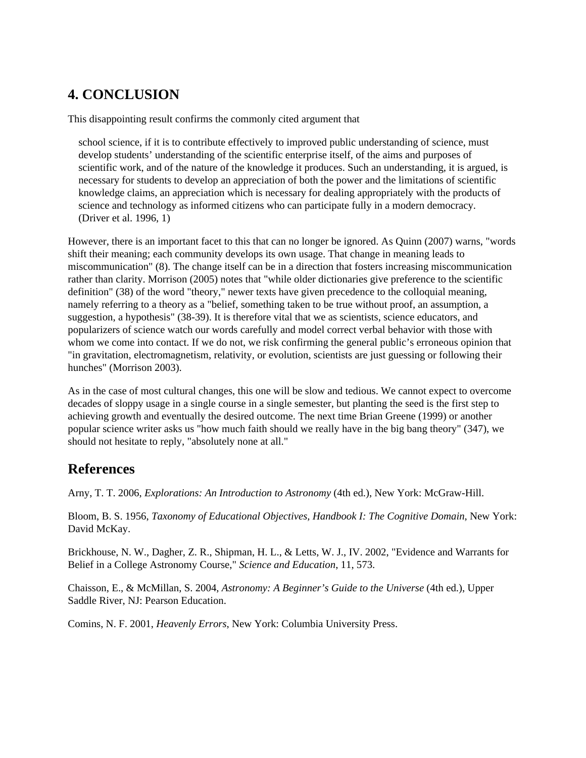## 4. CONCLUSION

This disappointing result confirms the commonly cited argument that

> school science, if it is to contribute effectively to improved public understanding of science, must develop students' understanding of the scientific enterprise itself, of the aims and purposes of scientific work, and of the nature of the knowledge it produces. Such an understanding, it is argued, is necessary for students to develop an appreciation of both the power and the limitations of scientific knowledge claims, an appreciation which is necessary for dealing appropriately with the products of science and technology as informed citizens who can participate fully in a modern democracy. (Driver et al. 1996, 1)

However, there is an important facet to this that can no longer be ignored. As Quinn (2007) warns, "words shift their meaning; each community develops its own usage. That change in meaning leads to miscommunication" (8). The change itself can be in a direction that fosters increasing miscommunication rather than clarity. Morrison (2005) notes that "while older dictionaries give preference to the scientific definition" (38) of the word "theory," newer texts have given precedence to the colloquial meaning, namely referring to a theory as a "belief, something taken to be true without proof, an assumption, a suggestion, a hypothesis" (38-39). It is therefore vital that we as scientists, science educators, and popularizers of science watch our words carefully and model correct verbal behavior with those with whom we come into contact. If we do not, we risk confirming the general public's erroneous opinion that "in gravitation, electromagnetism, relativity, or evolution, scientists are just guessing or following their hunches" (Morrison 2003).

As in the case of most cultural changes, this one will be slow and tedious. We cannot expect to overcome decades of sloppy usage in a single course in a single semester, but planting the seed is the first step to achieving growth and eventually the desired outcome. The next time Brian Greene (1999) or another popular science writer asks us "how much faith should we really have in the big bang theory" (347), we should not hesitate to reply, "absolutely none at all."

## References

Arny, T. T. 2006, *Explorations: An Introduction to Astronomy* (4th ed.), New York: McGraw-Hill.

Bloom, B. S. 1956, *Taxonomy of Educational Objectives, Handbook I: The Cognitive Domain*, New York: David McKay.

Brickhouse, N. W., Dagher, Z. R., Shipman, H. L., & Letts, W. J., IV. 2002, "Evidence and Warrants for Belief in a College Astronomy Course," *Science and Education*, 11, 573.

Chaisson, E., & McMillan, S. 2004, *Astronomy: A Beginner's Guide to the Universe* (4th ed.), Upper Saddle River, NJ: Pearson Education.

Comins, N. F. 2001, *Heavenly Errors*, New York: Columbia University Press.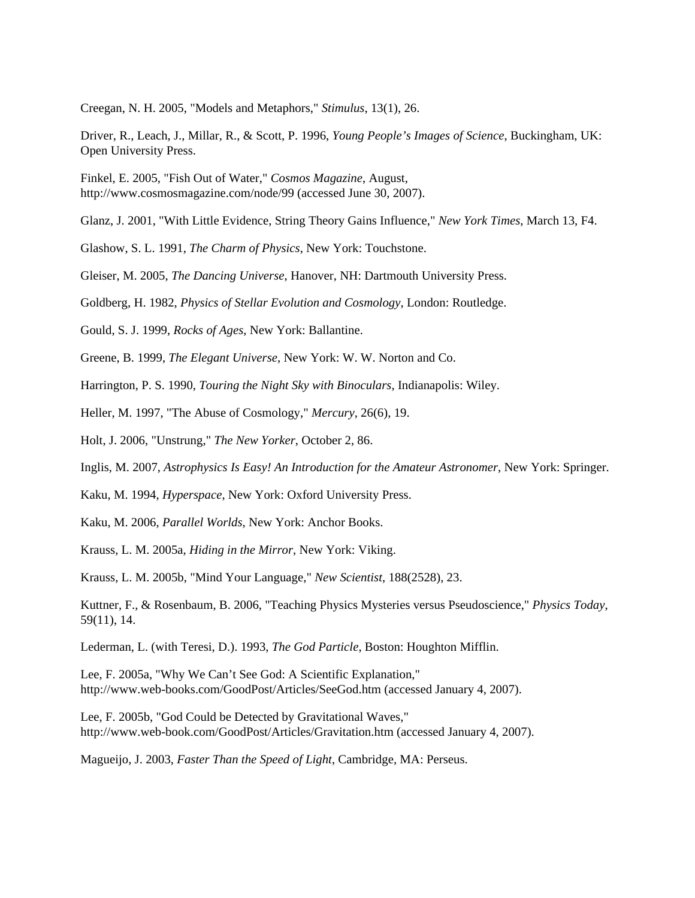Creegan, N. H. 2005, "Models and Metaphors," *Stimulus*, 13(1), 26.

Driver, R., Leach, J., Millar, R., & Scott, P. 1996, *Young People's Images of Science*, Buckingham, UK: Open University Press.

Finkel, E. 2005, "Fish Out of Water," *Cosmos Magazine*, August, http://www.cosmosmagazine.com/node/99 (accessed June 30, 2007).

Glanz, J. 2001, "With Little Evidence, String Theory Gains Influence," *New York Times*, March 13, F4.

Glashow, S. L. 1991, *The Charm of Physics*, New York: Touchstone.

Gleiser, M. 2005, *The Dancing Universe*, Hanover, NH: Dartmouth University Press.

Goldberg, H. 1982, *Physics of Stellar Evolution and Cosmology*, London: Routledge.

Gould, S. J. 1999, *Rocks of Ages*, New York: Ballantine.

Greene, B. 1999, *The Elegant Universe*, New York: W. W. Norton and Co.

Harrington, P. S. 1990, *Touring the Night Sky with Binoculars*, Indianapolis: Wiley.

Heller, M. 1997, "The Abuse of Cosmology," *Mercury*, 26(6), 19.

Holt, J. 2006, "Unstrung," *The New Yorker*, October 2, 86.

Inglis, M. 2007, *Astrophysics Is Easy! An Introduction for the Amateur Astronomer*, New York: Springer.

Kaku, M. 1994, *Hyperspace*, New York: Oxford University Press.

Kaku, M. 2006, *Parallel Worlds*, New York: Anchor Books.

Krauss, L. M. 2005a, *Hiding in the Mirror*, New York: Viking.

Krauss, L. M. 2005b, "Mind Your Language," *New Scientist*, 188(2528), 23.

Kuttner, F., & Rosenbaum, B. 2006, "Teaching Physics Mysteries versus Pseudoscience," *Physics Today*, 59(11), 14.

Lederman, L. (with Teresi, D.). 1993, *The God Particle*, Boston: Houghton Mifflin.

Lee, F. 2005a, "Why We Can't See God: A Scientific Explanation," http://www.web-books.com/GoodPost/Articles/SeeGod.htm (accessed January 4, 2007).

Lee, F. 2005b, "God Could be Detected by Gravitational Waves," http://www.web-book.com/GoodPost/Articles/Gravitation.htm (accessed January 4, 2007).

Magueijo, J. 2003, *Faster Than the Speed of Light*, Cambridge, MA: Perseus.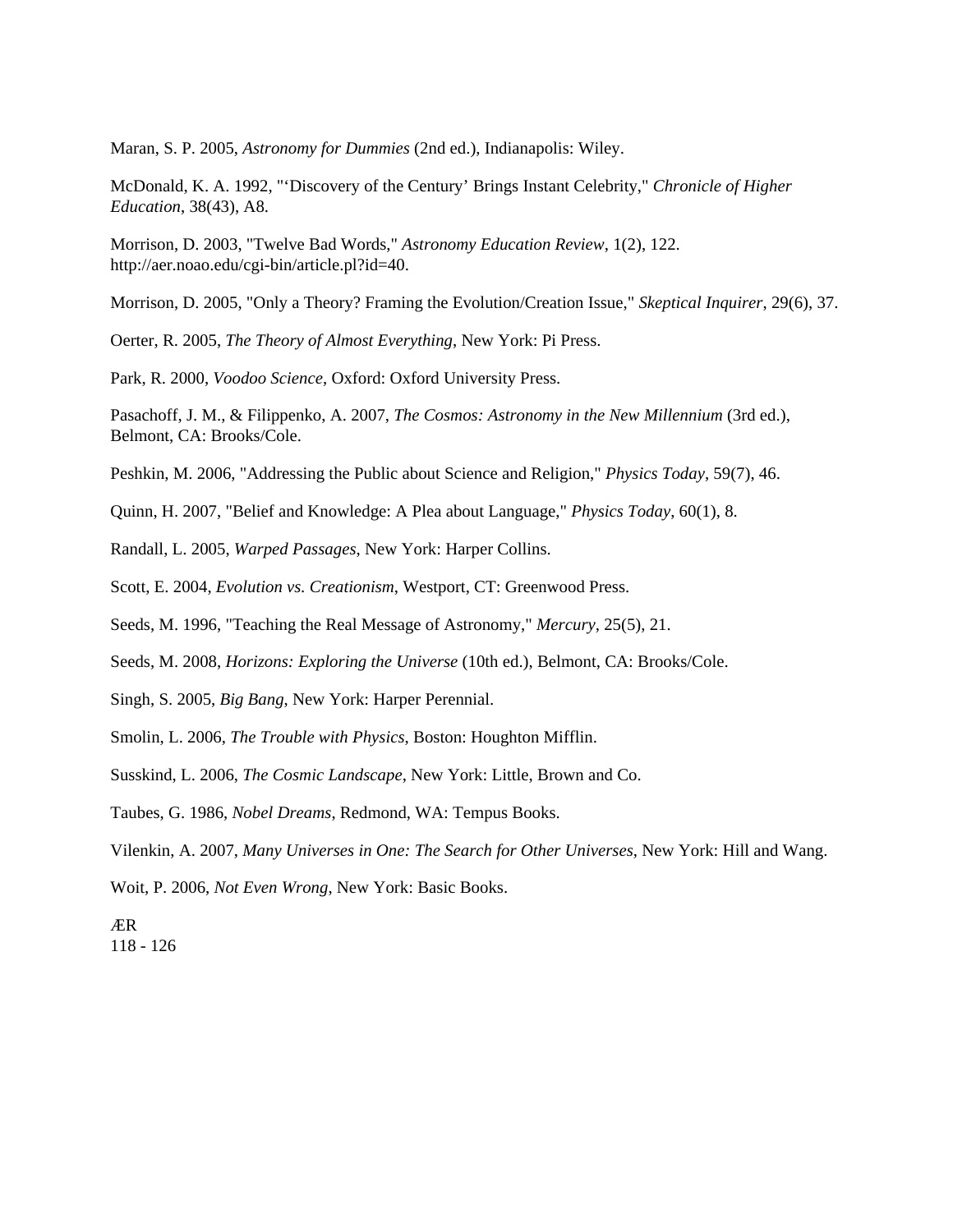Maran, S. P. 2005, *Astronomy for Dummies* (2nd ed.), Indianapolis: Wiley.

McDonald, K. A. 1992, "'Discovery of the Century' Brings Instant Celebrity," *Chronicle of Higher Education*, 38(43), A8.

Morrison, D. 2003, "Twelve Bad Words," *Astronomy Education Review*, 1(2), 122. http://aer.noao.edu/cgi-bin/article.pl?id=40.

Morrison, D. 2005, "Only a Theory? Framing the Evolution/Creation Issue," *Skeptical Inquirer*, 29(6), 37.

Oerter, R. 2005, *The Theory of Almost Everything*, New York: Pi Press.

Park, R. 2000, *Voodoo Science*, Oxford: Oxford University Press.

Pasachoff, J. M., & Filippenko, A. 2007, *The Cosmos: Astronomy in the New Millennium* (3rd ed.), Belmont, CA: Brooks/Cole.

Peshkin, M. 2006, "Addressing the Public about Science and Religion," *Physics Today*, 59(7), 46.

Quinn, H. 2007, "Belief and Knowledge: A Plea about Language," *Physics Today*, 60(1), 8.

Randall, L. 2005, *Warped Passages*, New York: Harper Collins.

Scott, E. 2004, *Evolution vs. Creationism*, Westport, CT: Greenwood Press.

Seeds, M. 1996, "Teaching the Real Message of Astronomy," *Mercury*, 25(5), 21.

Seeds, M. 2008, *Horizons: Exploring the Universe* (10th ed.), Belmont, CA: Brooks/Cole.

Singh, S. 2005, *Big Bang*, New York: Harper Perennial.

Smolin, L. 2006, *The Trouble with Physics*, Boston: Houghton Mifflin.

Susskind, L. 2006, *The Cosmic Landscape*, New York: Little, Brown and Co.

Taubes, G. 1986, *Nobel Dreams*, Redmond, WA: Tempus Books.

Vilenkin, A. 2007, *Many Universes in One: The Search for Other Universes*, New York: Hill and Wang.

Woit, P. 2006, *Not Even Wrong*, New York: Basic Books.